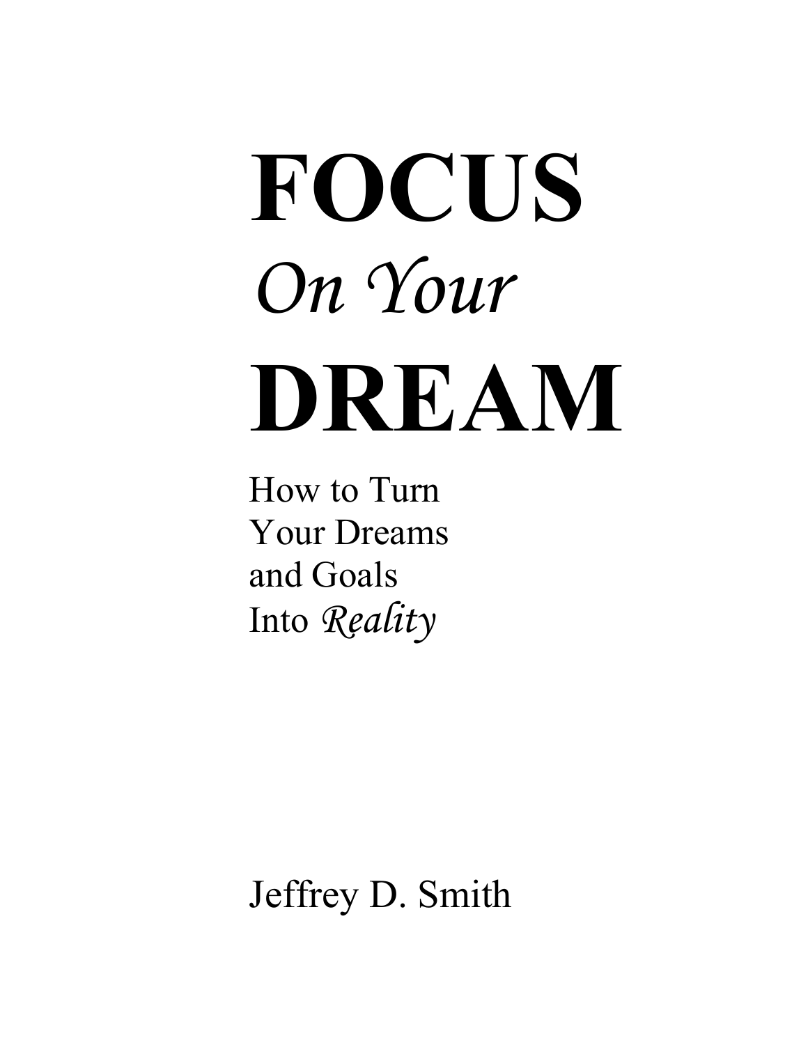# FOCUS

## *On Your*

# DREAM

How to Turn
Your Dreams
and Goals
Into *Reality*

Jeffrey D. Smith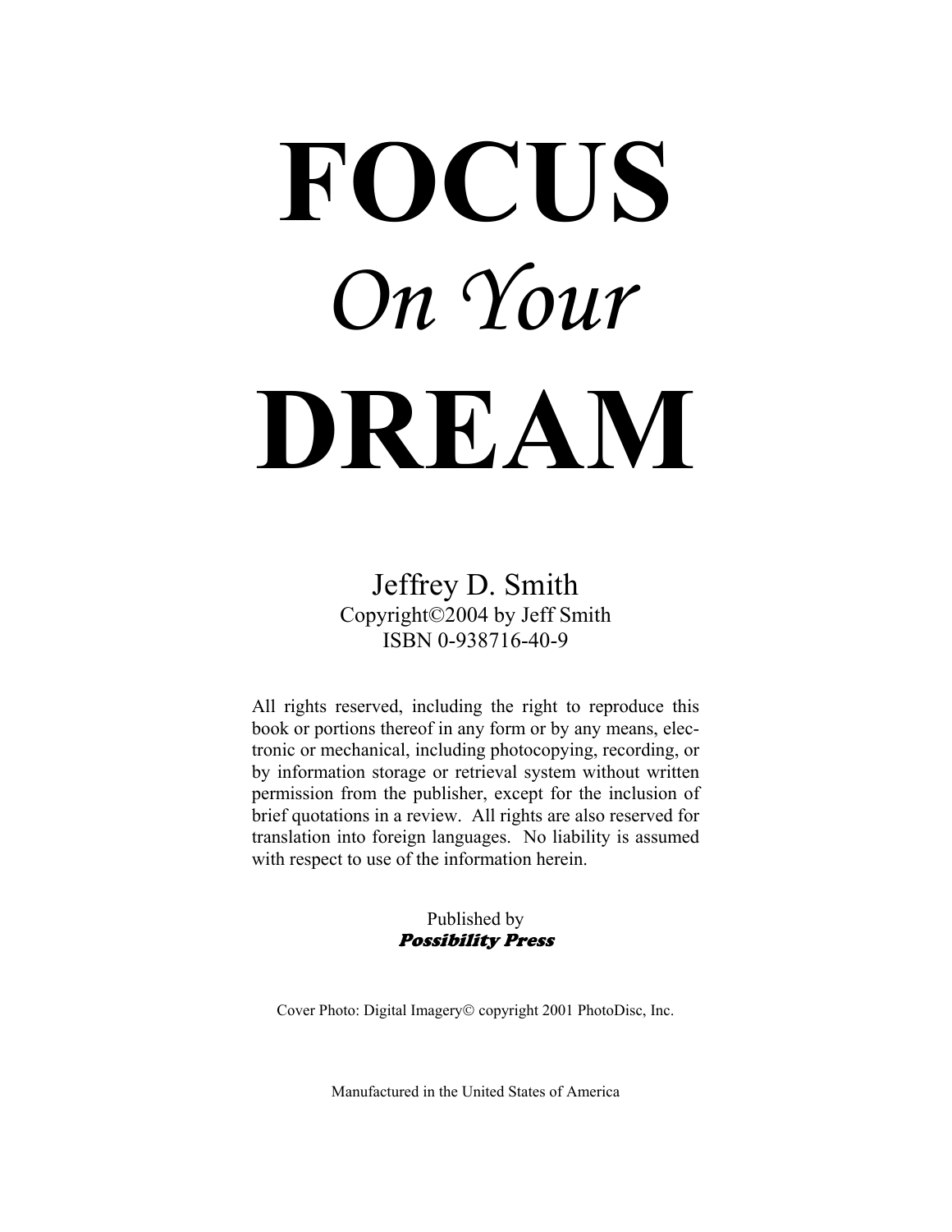# FOCUS

## *On Your*

# DREAM

Jeffrey D. Smith

Copyright©2004 by Jeff Smith

ISBN 0-938716-40-9

All rights reserved, including the right to reproduce this book or portions thereof in any form or by any means, electronic or mechanical, including photocopying, recording, or by information storage or retrieval system without written permission from the publisher, except for the inclusion of brief quotations in a review. All rights are also reserved for translation into foreign languages. No liability is assumed with respect to use of the information herein.

Published by

***Possibility Press***

Cover Photo: Digital Imagery© copyright 2001 PhotoDisc, Inc.

Manufactured in the United States of America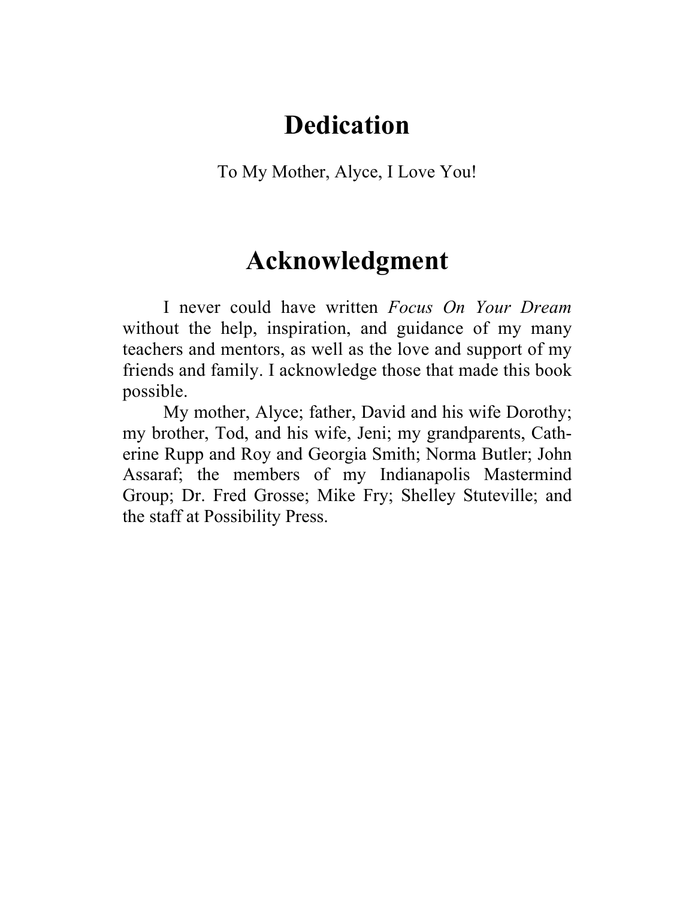# Dedication

To My Mother, Alyce, I Love You!

# Acknowledgment

I never could have written *Focus On Your Dream* without the help, inspiration, and guidance of my many teachers and mentors, as well as the love and support of my friends and family. I acknowledge those that made this book possible.

My mother, Alyce; father, David and his wife Dorothy; my brother, Tod, and his wife, Jeni; my grandparents, Catherine Rupp and Roy and Georgia Smith; Norma Butler; John Assaraf; the members of my Indianapolis Mastermind Group; Dr. Fred Grosse; Mike Fry; Shelley Stuteville; and the staff at Possibility Press.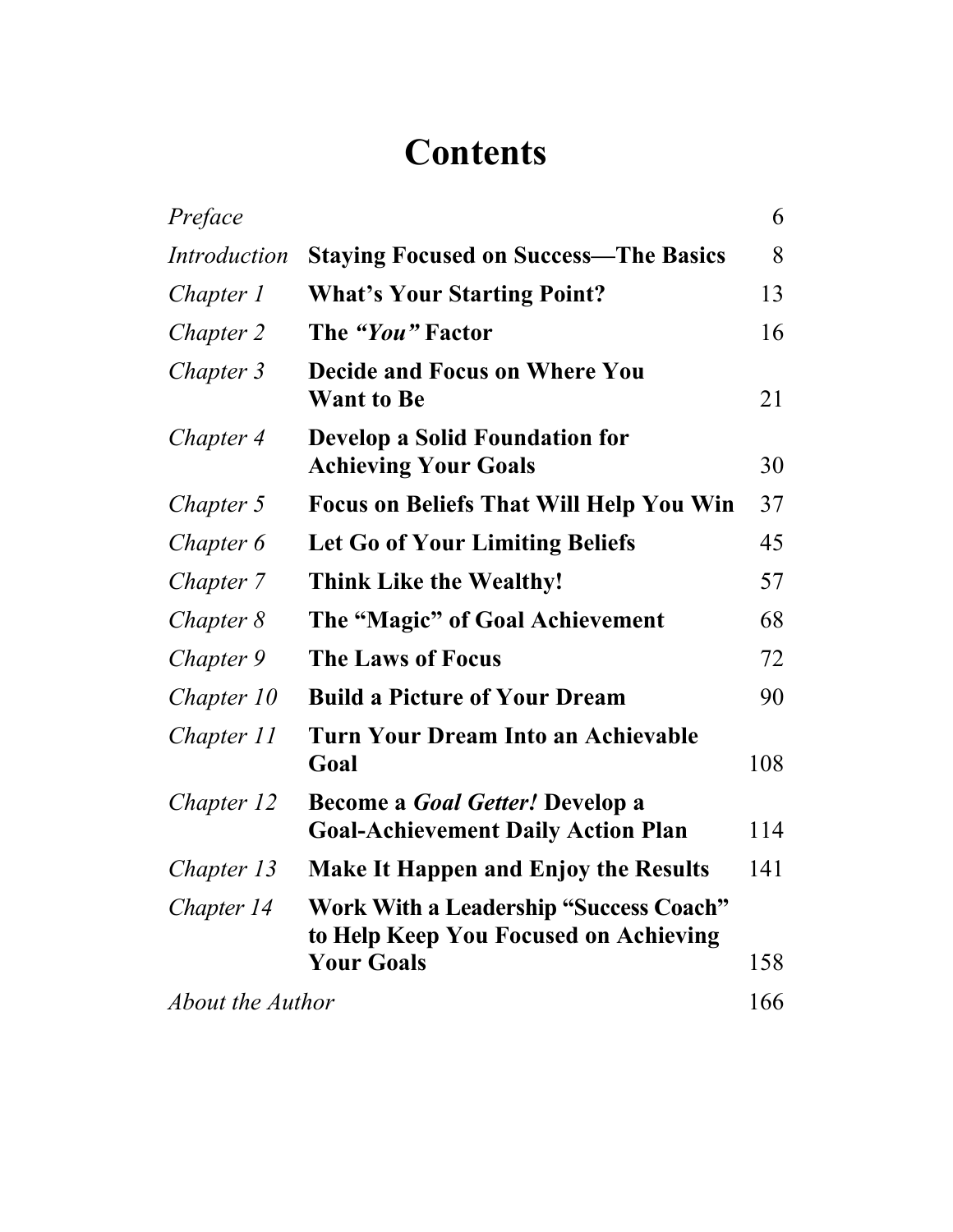# Contents

| | | |
|---|---|---|
| *Preface* | | 6 |
| *Introduction* | **Staying Focused on Success—The Basics** | 8 |
| *Chapter 1* | **What's Your Starting Point?** | 13 |
| *Chapter 2* | **The *"You"* Factor** | 16 |
| *Chapter 3* | **Decide and Focus on Where You Want to Be** | 21 |
| *Chapter 4* | **Develop a Solid Foundation for Achieving Your Goals** | 30 |
| *Chapter 5* | **Focus on Beliefs That Will Help You Win** | 37 |
| *Chapter 6* | **Let Go of Your Limiting Beliefs** | 45 |
| *Chapter 7* | **Think Like the Wealthy!** | 57 |
| *Chapter 8* | **The "Magic" of Goal Achievement** | 68 |
| *Chapter 9* | **The Laws of Focus** | 72 |
| *Chapter 10* | **Build a Picture of Your Dream** | 90 |
| *Chapter 11* | **Turn Your Dream Into an Achievable Goal** | 108 |
| *Chapter 12* | **Become a *Goal Getter!* Develop a Goal-Achievement Daily Action Plan** | 114 |
| *Chapter 13* | **Make It Happen and Enjoy the Results** | 141 |
| *Chapter 14* | **Work With a Leadership "Success Coach" to Help Keep You Focused on Achieving Your Goals** | 158 |
| *About the Author* | | 166 |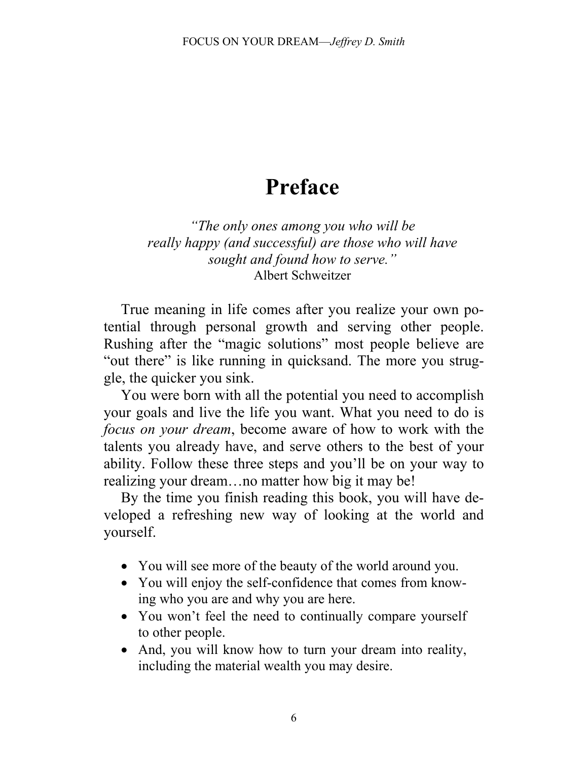# Preface

*"The only ones among you who will be really happy (and successful) are those who will have sought and found how to serve."*
Albert Schweitzer

True meaning in life comes after you realize your own potential through personal growth and serving other people. Rushing after the "magic solutions" most people believe are "out there" is like running in quicksand. The more you struggle, the quicker you sink.

You were born with all the potential you need to accomplish your goals and live the life you want. What you need to do is *focus on your dream*, become aware of how to work with the talents you already have, and serve others to the best of your ability. Follow these three steps and you'll be on your way to realizing your dream…no matter how big it may be!

By the time you finish reading this book, you will have developed a refreshing new way of looking at the world and yourself.

- You will see more of the beauty of the world around you.
- You will enjoy the self-confidence that comes from knowing who you are and why you are here.
- You won't feel the need to continually compare yourself to other people.
- And, you will know how to turn your dream into reality, including the material wealth you may desire.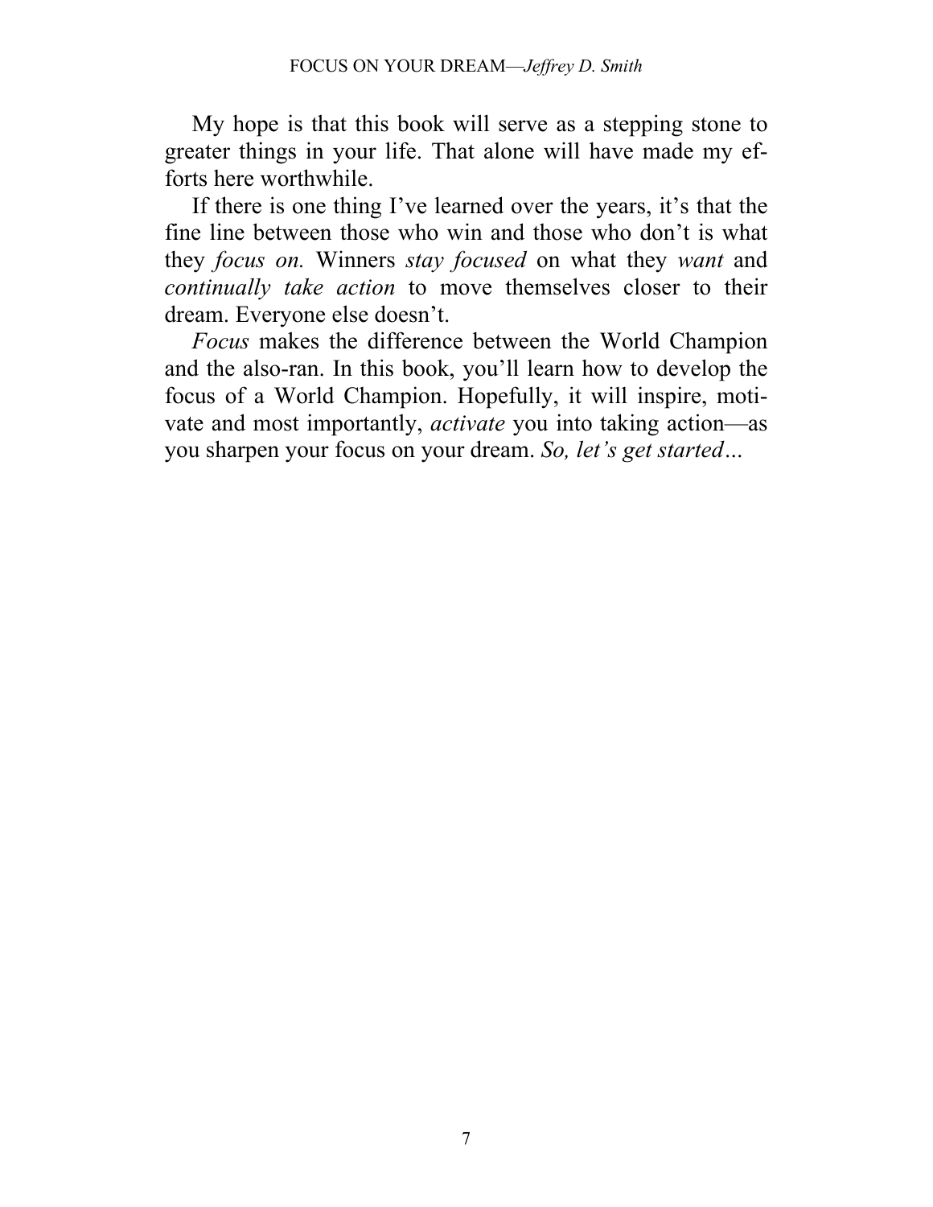My hope is that this book will serve as a stepping stone to greater things in your life. That alone will have made my efforts here worthwhile.

If there is one thing I've learned over the years, it's that the fine line between those who win and those who don't is what they *focus on.* Winners *stay focused* on what they *want* and *continually take action* to move themselves closer to their dream. Everyone else doesn't.

*Focus* makes the difference between the World Champion and the also-ran. In this book, you'll learn how to develop the focus of a World Champion. Hopefully, it will inspire, motivate and most importantly, *activate* you into taking action—as you sharpen your focus on your dream. *So, let's get started…*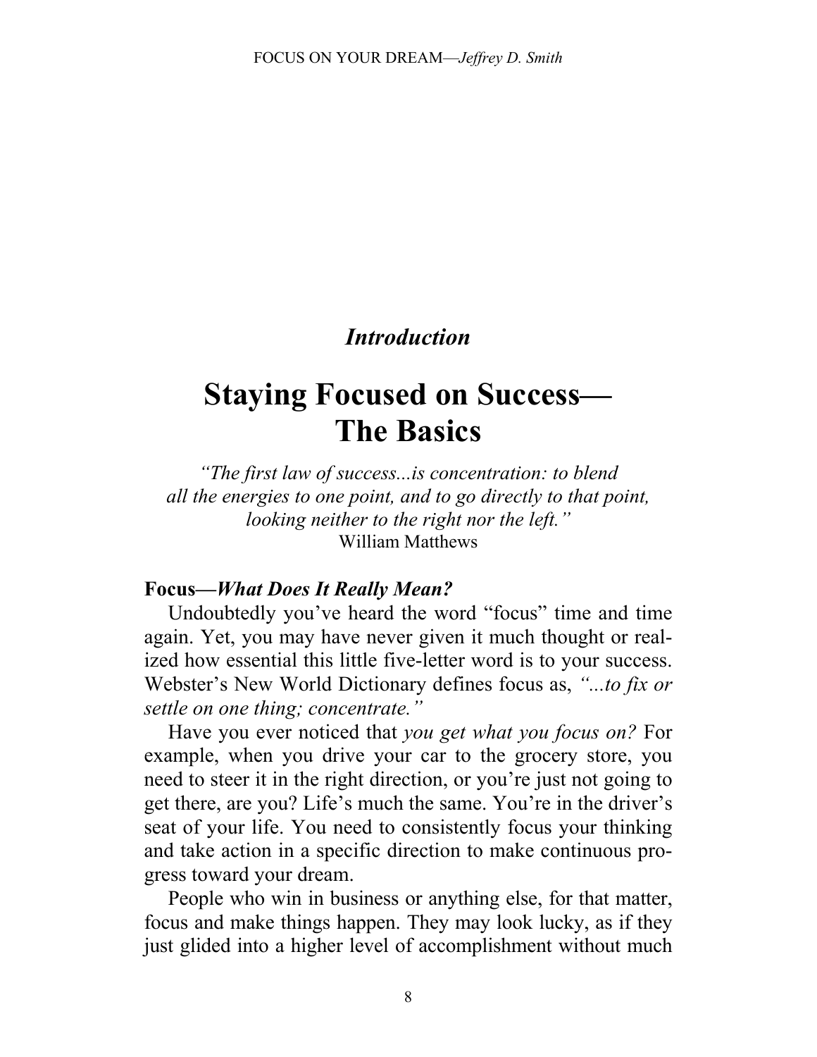*Introduction*

# Staying Focused on Success— The Basics

*"The first law of success...is concentration: to blend all the energies to one point, and to go directly to that point, looking neither to the right nor the left."*
William Matthews

**Focus—*What Does It Really Mean?***

Undoubtedly you've heard the word "focus" time and time again. Yet, you may have never given it much thought or realized how essential this little five-letter word is to your success. Webster's New World Dictionary defines focus as, *"...to fix or settle on one thing; concentrate."*

Have you ever noticed that *you get what you focus on?* For example, when you drive your car to the grocery store, you need to steer it in the right direction, or you're just not going to get there, are you? Life's much the same. You're in the driver's seat of your life. You need to consistently focus your thinking and take action in a specific direction to make continuous progress toward your dream.

People who win in business or anything else, for that matter, focus and make things happen. They may look lucky, as if they just glided into a higher level of accomplishment without much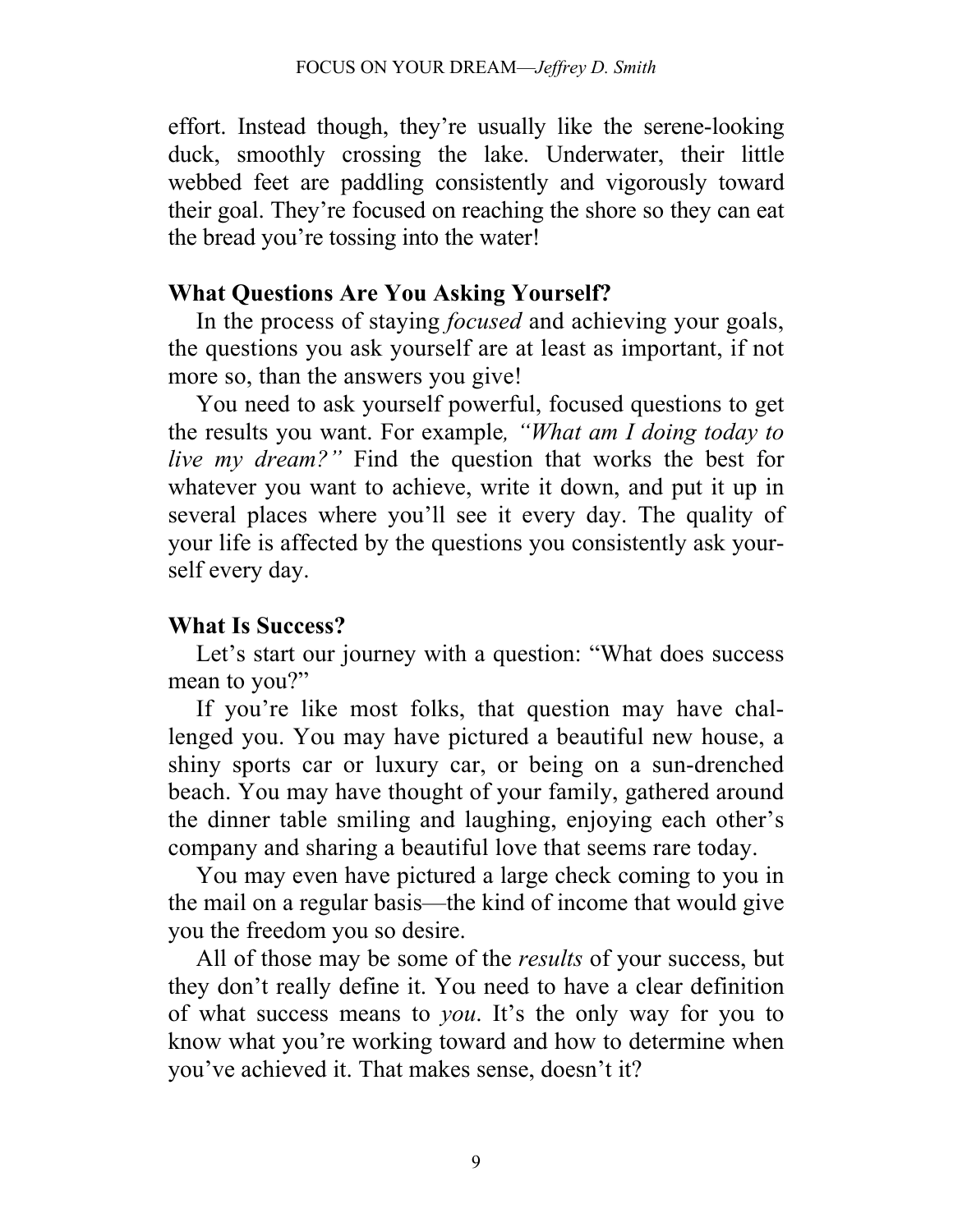effort. Instead though, they're usually like the serene-looking duck, smoothly crossing the lake. Underwater, their little webbed feet are paddling consistently and vigorously toward their goal. They're focused on reaching the shore so they can eat the bread you're tossing into the water!

### What Questions Are You Asking Yourself?

In the process of staying *focused* and achieving your goals, the questions you ask yourself are at least as important, if not more so, than the answers you give!

You need to ask yourself powerful, focused questions to get the results you want. For example*, "What am I doing today to live my dream?"* Find the question that works the best for whatever you want to achieve, write it down, and put it up in several places where you'll see it every day. The quality of your life is affected by the questions you consistently ask yourself every day.

### What Is Success?

Let's start our journey with a question: "What does success mean to you?"

If you're like most folks, that question may have challenged you. You may have pictured a beautiful new house, a shiny sports car or luxury car, or being on a sun-drenched beach. You may have thought of your family, gathered around the dinner table smiling and laughing, enjoying each other's company and sharing a beautiful love that seems rare today.

You may even have pictured a large check coming to you in the mail on a regular basis—the kind of income that would give you the freedom you so desire.

All of those may be some of the *results* of your success, but they don't really define it. You need to have a clear definition of what success means to *you*. It's the only way for you to know what you're working toward and how to determine when you've achieved it. That makes sense, doesn't it?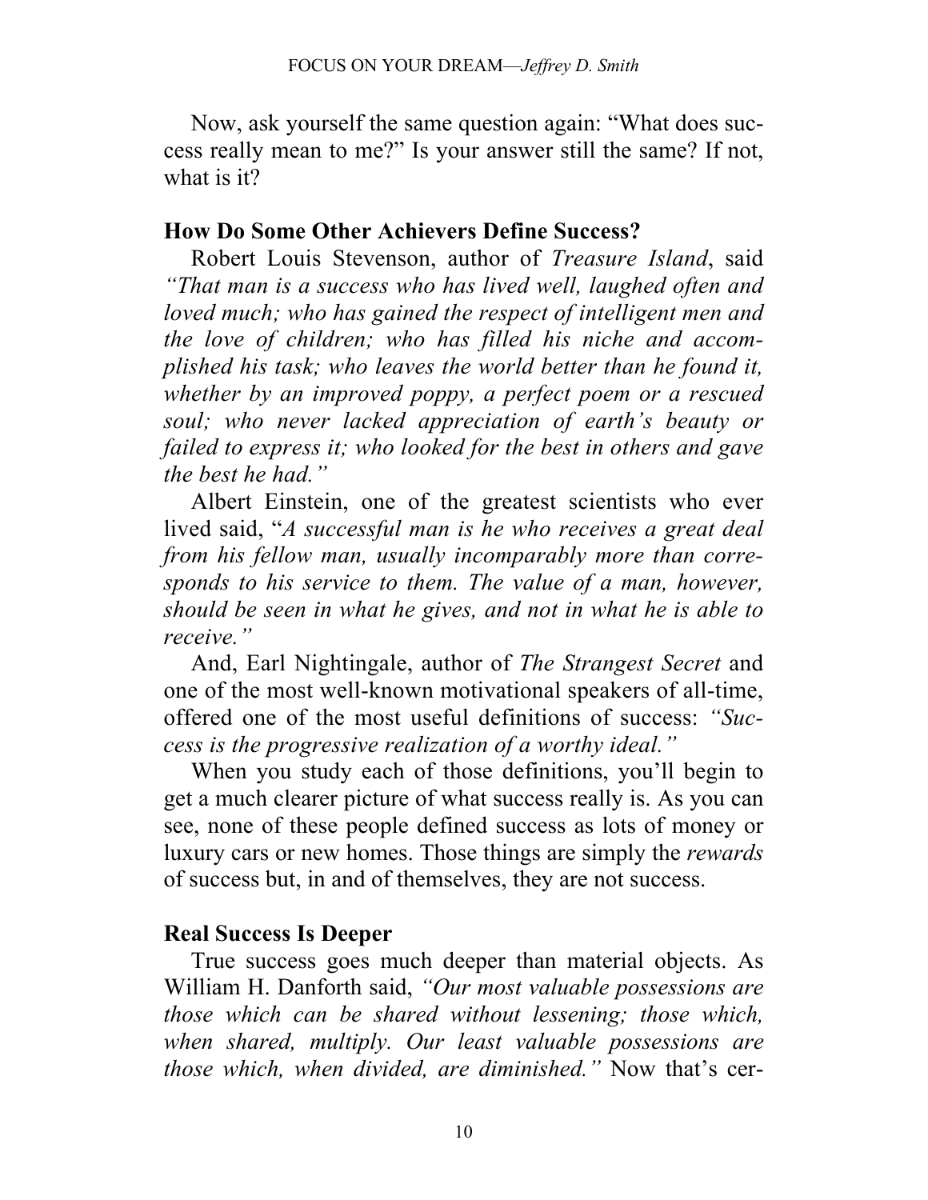Now, ask yourself the same question again: "What does success really mean to me?" Is your answer still the same? If not, what is it?

**How Do Some Other Achievers Define Success?**

Robert Louis Stevenson, author of *Treasure Island*, said *"That man is a success who has lived well, laughed often and loved much; who has gained the respect of intelligent men and the love of children; who has filled his niche and accomplished his task; who leaves the world better than he found it, whether by an improved poppy, a perfect poem or a rescued soul; who never lacked appreciation of earth's beauty or failed to express it; who looked for the best in others and gave the best he had."*

Albert Einstein, one of the greatest scientists who ever lived said, "*A successful man is he who receives a great deal from his fellow man, usually incomparably more than corresponds to his service to them. The value of a man, however, should be seen in what he gives, and not in what he is able to receive."*

And, Earl Nightingale, author of *The Strangest Secret* and one of the most well-known motivational speakers of all-time, offered one of the most useful definitions of success: *"Success is the progressive realization of a worthy ideal."*

When you study each of those definitions, you'll begin to get a much clearer picture of what success really is. As you can see, none of these people defined success as lots of money or luxury cars or new homes. Those things are simply the *rewards* of success but, in and of themselves, they are not success.

**Real Success Is Deeper**

True success goes much deeper than material objects. As William H. Danforth said, *"Our most valuable possessions are those which can be shared without lessening; those which, when shared, multiply. Our least valuable possessions are those which, when divided, are diminished."* Now that's cer-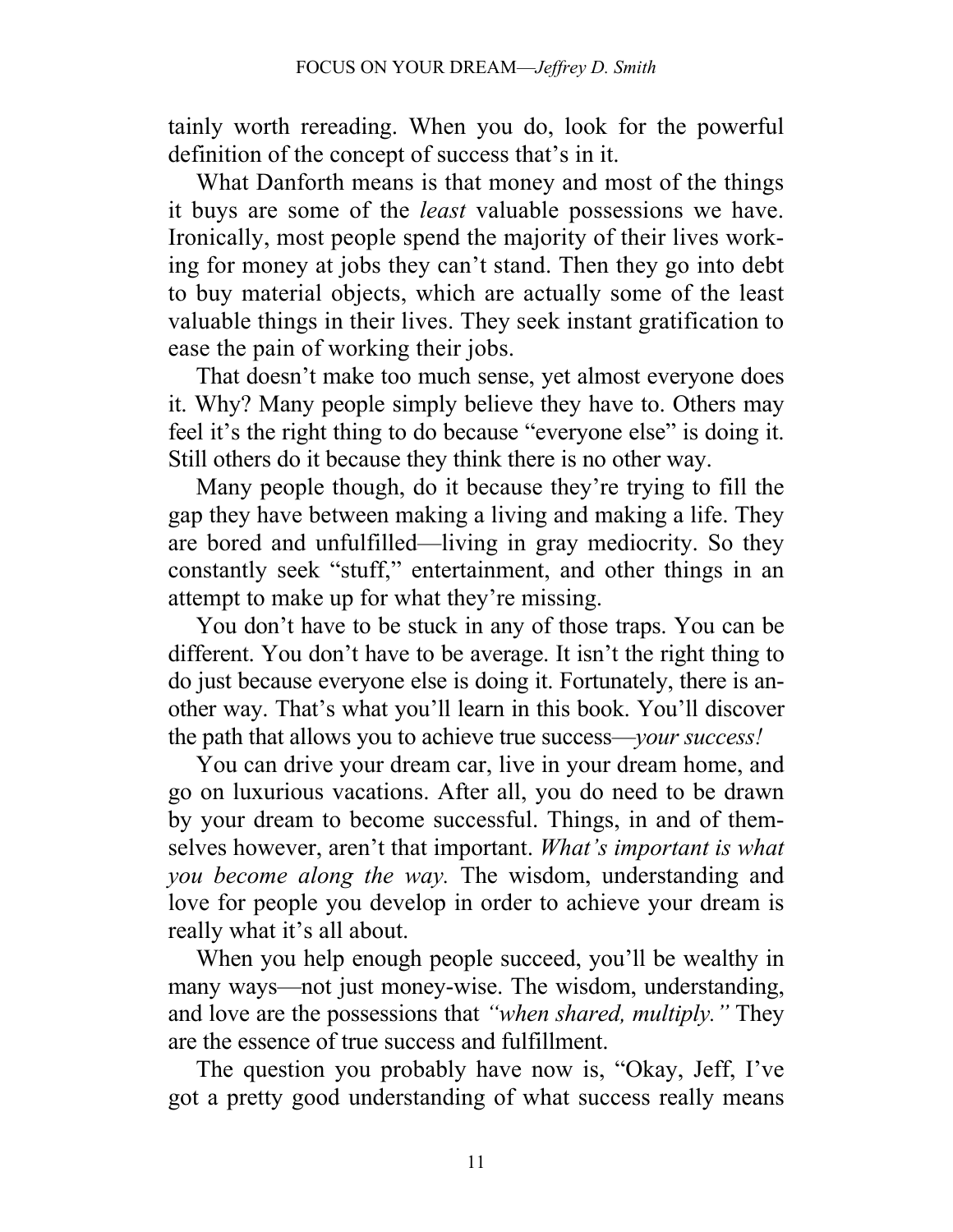tainly worth rereading. When you do, look for the powerful definition of the concept of success that's in it.

What Danforth means is that money and most of the things it buys are some of the *least* valuable possessions we have. Ironically, most people spend the majority of their lives working for money at jobs they can't stand. Then they go into debt to buy material objects, which are actually some of the least valuable things in their lives. They seek instant gratification to ease the pain of working their jobs.

That doesn't make too much sense, yet almost everyone does it. Why? Many people simply believe they have to. Others may feel it's the right thing to do because "everyone else" is doing it. Still others do it because they think there is no other way.

Many people though, do it because they're trying to fill the gap they have between making a living and making a life. They are bored and unfulfilled—living in gray mediocrity. So they constantly seek "stuff," entertainment, and other things in an attempt to make up for what they're missing.

You don't have to be stuck in any of those traps. You can be different. You don't have to be average. It isn't the right thing to do just because everyone else is doing it. Fortunately, there is another way. That's what you'll learn in this book. You'll discover the path that allows you to achieve true success—*your success!*

You can drive your dream car, live in your dream home, and go on luxurious vacations. After all, you do need to be drawn by your dream to become successful. Things, in and of themselves however, aren't that important. *What's important is what you become along the way.* The wisdom, understanding and love for people you develop in order to achieve your dream is really what it's all about.

When you help enough people succeed, you'll be wealthy in many ways—not just money-wise. The wisdom, understanding, and love are the possessions that *"when shared, multiply."* They are the essence of true success and fulfillment.

The question you probably have now is, "Okay, Jeff, I've got a pretty good understanding of what success really means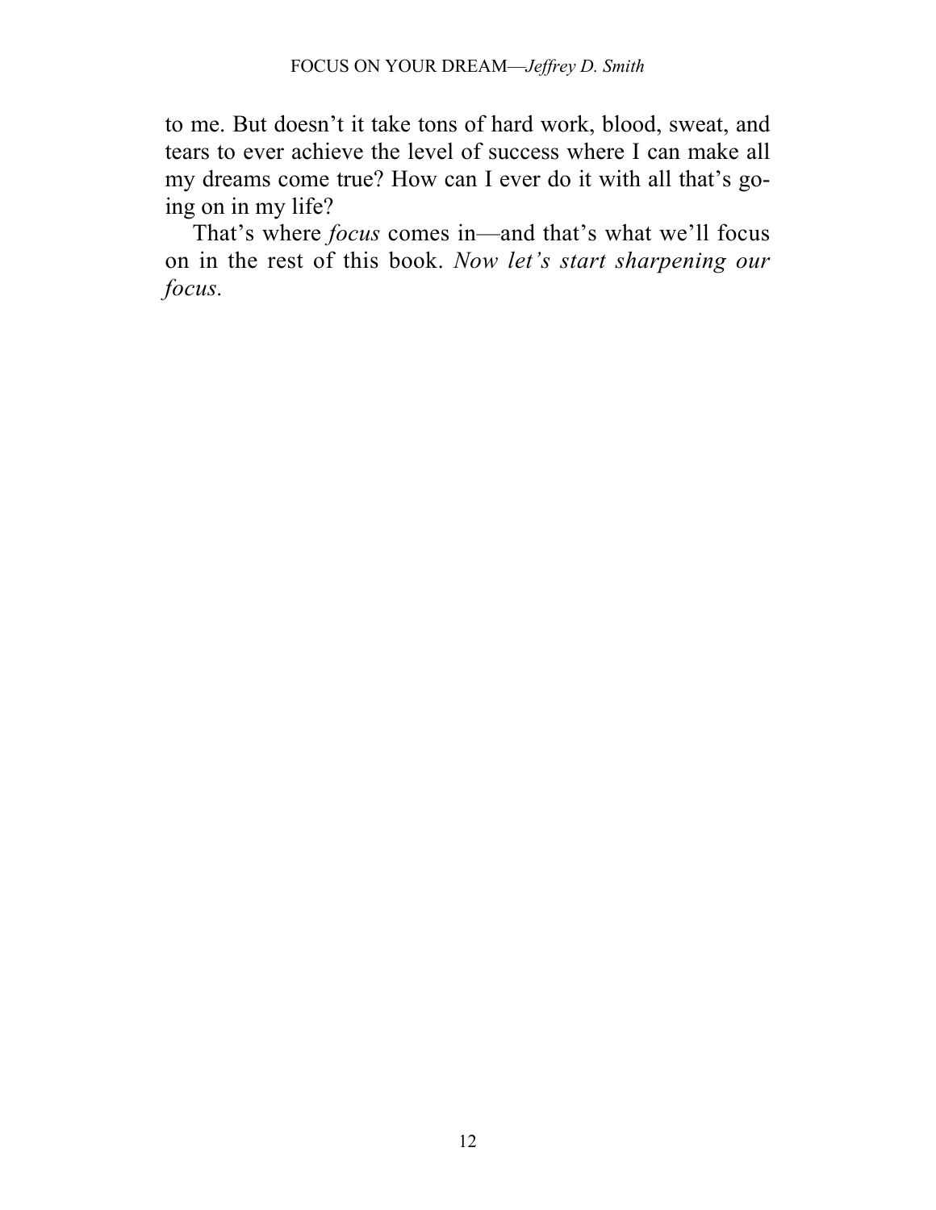to me. But doesn't it take tons of hard work, blood, sweat, and tears to ever achieve the level of success where I can make all my dreams come true? How can I ever do it with all that's going on in my life?

That's where *focus* comes in—and that's what we'll focus on in the rest of this book. *Now let's start sharpening our focus*.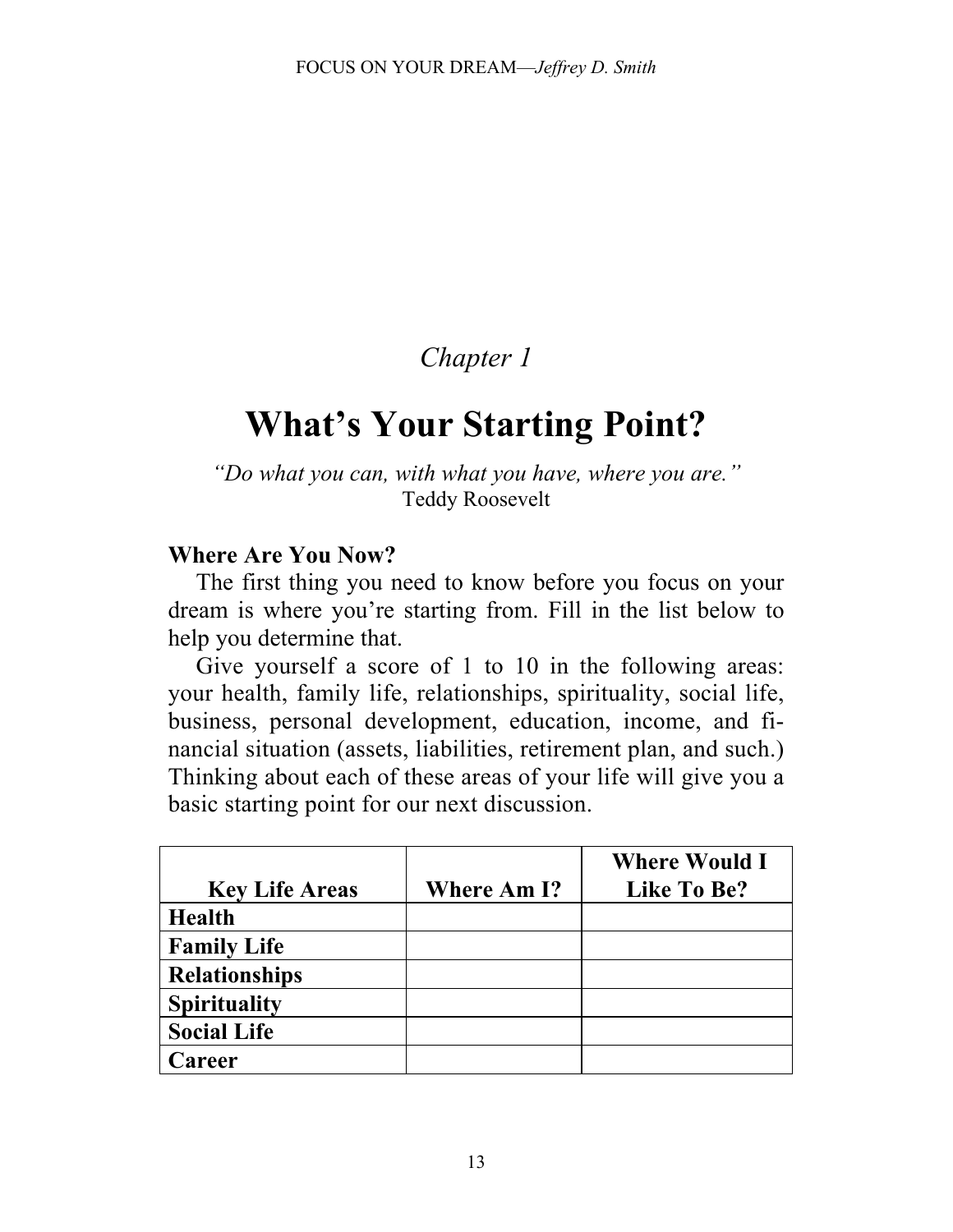*Chapter 1*

# What's Your Starting Point?

*"Do what you can, with what you have, where you are."*
Teddy Roosevelt

**Where Are You Now?**

The first thing you need to know before you focus on your dream is where you're starting from. Fill in the list below to help you determine that.

Give yourself a score of 1 to 10 in the following areas: your health, family life, relationships, spirituality, social life, business, personal development, education, income, and financial situation (assets, liabilities, retirement plan, and such.) Thinking about each of these areas of your life will give you a basic starting point for our next discussion.

| Key Life Areas | Where Am I? | Where Would I Like To Be? |
|---|---|---|
| **Health** | | |
| **Family Life** | | |
| **Relationships** | | |
| **Spirituality** | | |
| **Social Life** | | |
| **Career** | | |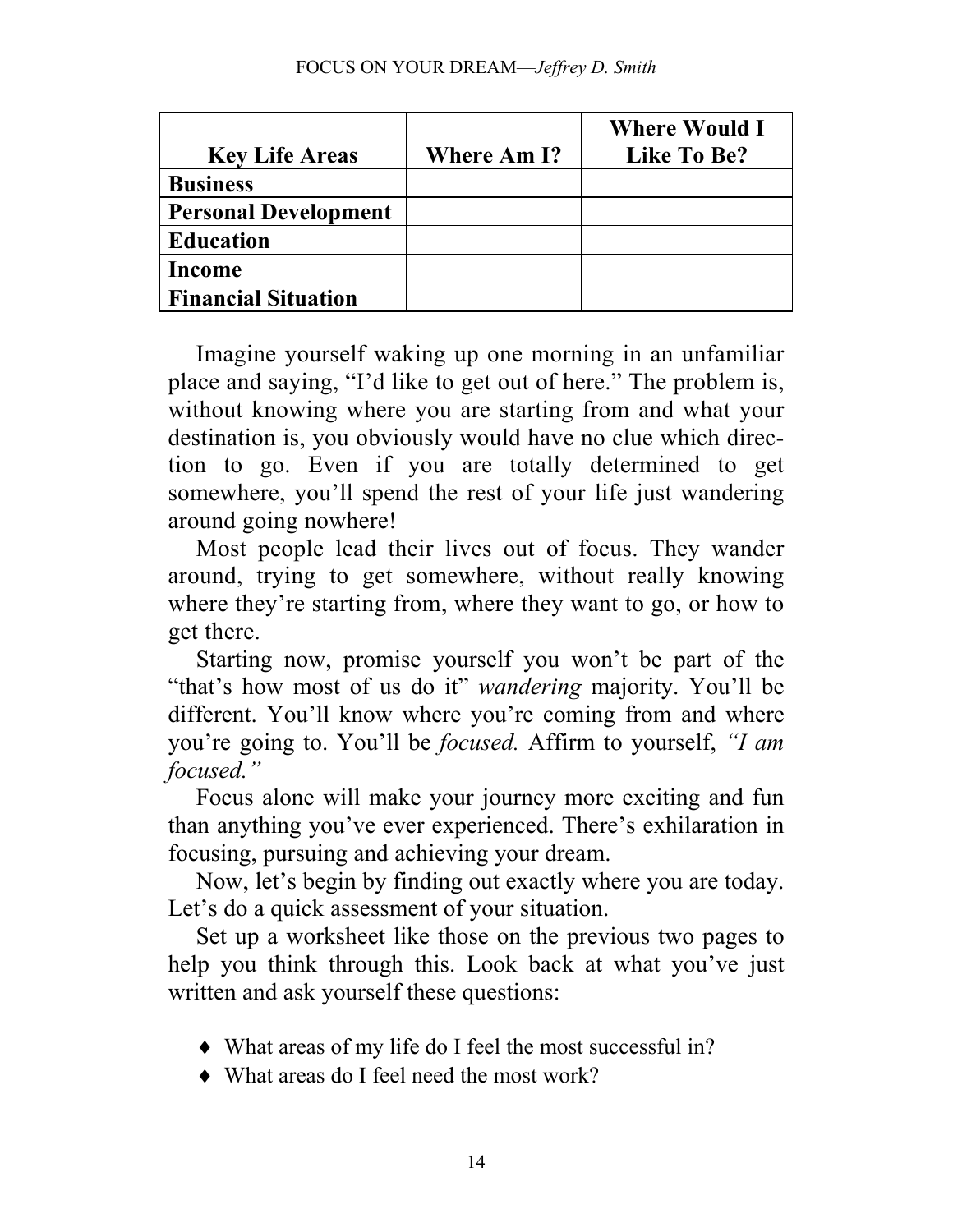| Key Life Areas | Where Am I? | Where Would I Like To Be? |
|---|---|---|
| **Business** | | |
| **Personal Development** | | |
| **Education** | | |
| **Income** | | |
| **Financial Situation** | | |

Imagine yourself waking up one morning in an unfamiliar place and saying, "I'd like to get out of here." The problem is, without knowing where you are starting from and what your destination is, you obviously would have no clue which direction to go. Even if you are totally determined to get somewhere, you'll spend the rest of your life just wandering around going nowhere!

Most people lead their lives out of focus. They wander around, trying to get somewhere, without really knowing where they're starting from, where they want to go, or how to get there.

Starting now, promise yourself you won't be part of the "that's how most of us do it" *wandering* majority. You'll be different. You'll know where you're coming from and where you're going to. You'll be *focused.* Affirm to yourself, *"I am focused."*

Focus alone will make your journey more exciting and fun than anything you've ever experienced. There's exhilaration in focusing, pursuing and achieving your dream.

Now, let's begin by finding out exactly where you are today. Let's do a quick assessment of your situation.

Set up a worksheet like those on the previous two pages to help you think through this. Look back at what you've just written and ask yourself these questions:

- What areas of my life do I feel the most successful in?
- What areas do I feel need the most work?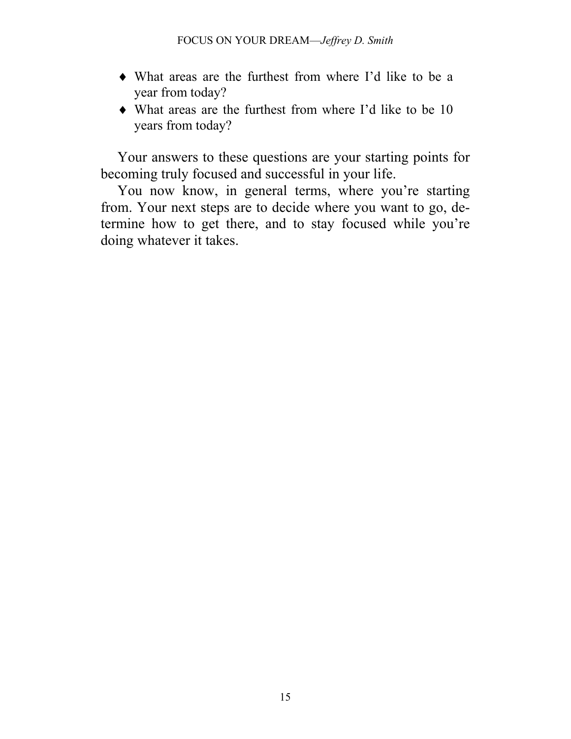- What areas are the furthest from where I'd like to be a year from today?
- What areas are the furthest from where I'd like to be 10 years from today?

Your answers to these questions are your starting points for becoming truly focused and successful in your life.

You now know, in general terms, where you're starting from. Your next steps are to decide where you want to go, determine how to get there, and to stay focused while you're doing whatever it takes.